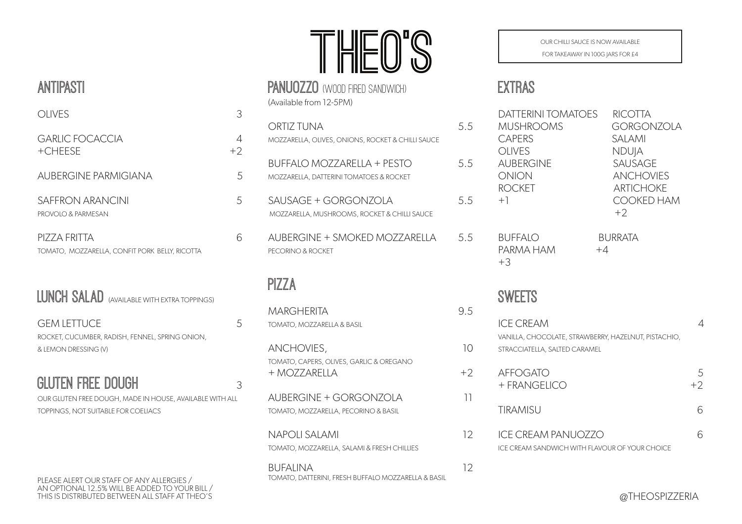# THEO'S

## ANTIPASTI

OLIVES 3

GARLIC FOCACCIA 4
+CHEESE +2

AUBERGINE PARMIGIANA 5

SAFFRON ARANCINI 5
PROVOLO & PARMESAN

PIZZA FRITTA 6
TOMATO, MOZZARELLA, CONFIT PORK BELLY, RICOTTA

## LUNCH SALAD (AVAILABLE WITH EXTRA TOPPINGS)

GEM LETTUCE 5
ROCKET, CUCUMBER, RADISH, FENNEL, SPRING ONION, & LEMON DRESSING (V)

## GLUTEN FREE DOUGH 3

OUR GLUTEN FREE DOUGH, MADE IN HOUSE, AVAILABLE WITH ALL TOPPINGS, NOT SUITABLE FOR COELIACS

PLEASE ALERT OUR STAFF OF ANY ALLERGIES / AN OPTIONAL 12.5% WILL BE ADDED TO YOUR BILL / THIS IS DISTRIBUTED BETWEEN ALL STAFF AT THEO'S

## PANUOZZO (WOOD FIRED SANDWICH)

(Available from 12-5PM)

ORTIZ TUNA 5.5
MOZZARELLA, OLIVES, ONIONS, ROCKET & CHILLI SAUCE

BUFFALO MOZZARELLA + PESTO 5.5
MOZZARELLA, DATTERINI TOMATOES & ROCKET

SAUSAGE + GORGONZOLA 5.5
MOZZARELLA, MUSHROOMS, ROCKET & CHILLI SAUCE

AUBERGINE + SMOKED MOZZARELLA 5.5
PECORINO & ROCKET

## PIZZA

MARGHERITA 9.5
TOMATO, MOZZARELLA & BASIL

ANCHOVIES, 10
TOMATO, CAPERS, OLIVES, GARLIC & OREGANO
+ MOZZARELLA +2

AUBERGINE + GORGONZOLA 11
TOMATO, MOZZARELLA, PECORINO & BASIL

NAPOLI SALAMI 12
TOMATO, MOZZARELLA, SALAMI & FRESH CHILLIES

BUFALINA 12
TOMATO, DATTERINI, FRESH BUFFALO MOZZARELLA & BASIL

OUR CHILLI SAUCE IS NOW AVAILABLE
FOR TAKEAWAY IN 100G JARS FOR £4

## EXTRAS

DATTERINI TOMATOES
MUSHROOMS
CAPERS
OLIVES
AUBERGINE
ONION
ROCKET
+1

RICOTTA
GORGONZOLA
SALAMI
NDUJA
SAUSAGE
ANCHOVIES
ARTICHOKE
COOKED HAM
+2

BUFFALO
PARMA HAM
+3

BURRATA
+4

## SWEETS

ICE CREAM 4
VANILLA, CHOCOLATE, STRAWBERRY, HAZELNUT, PISTACHIO, STRACCIATELLA, SALTED CARAMEL

AFFOGATO 5
+ FRANGELICO +2

TIRAMISU 6

ICE CREAM PANUOZZO 6
ICE CREAM SANDWICH WITH FLAVOUR OF YOUR CHOICE

@THEOSPIZZERIA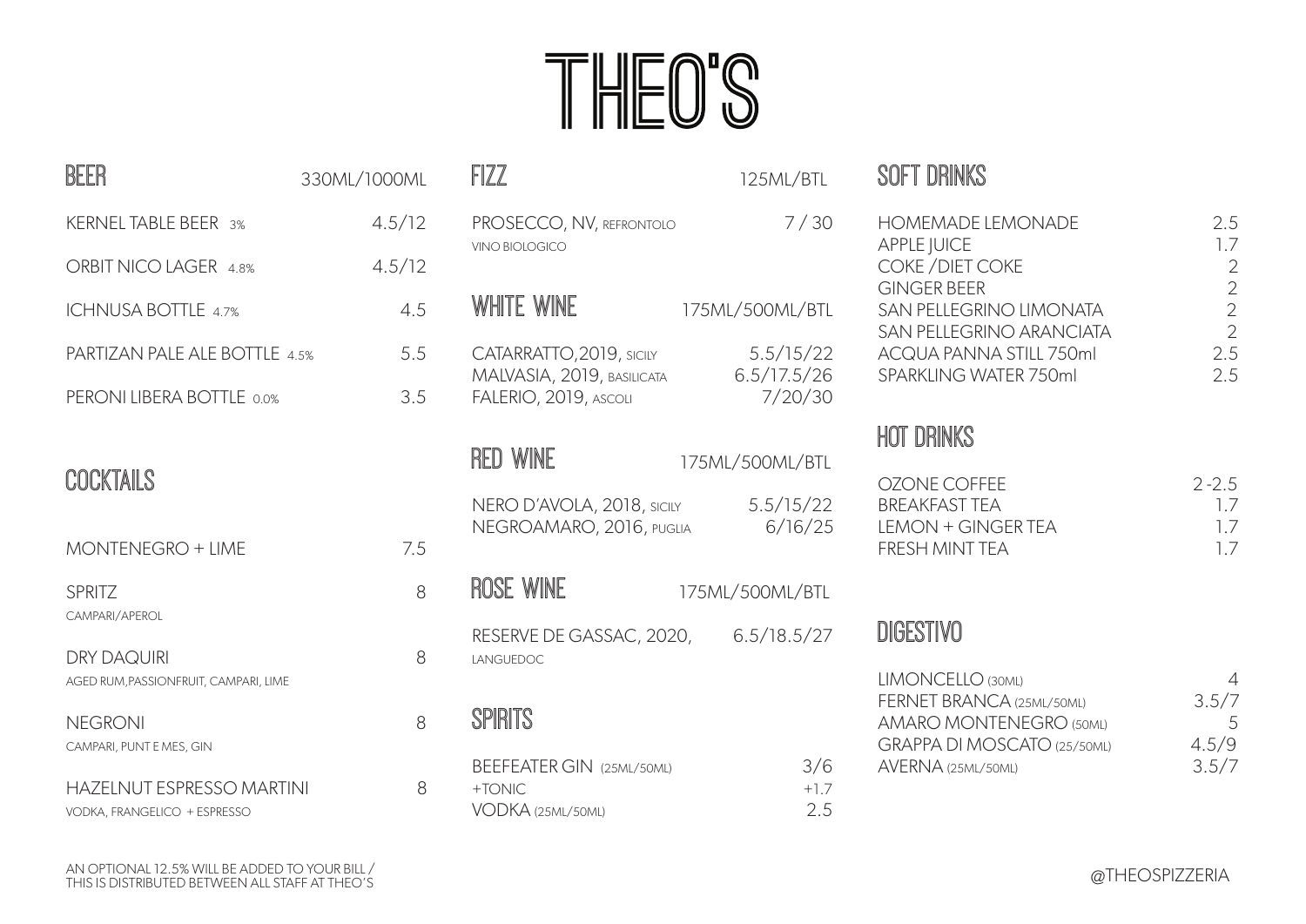# THEO'S

## BEER

| | 330ML/1000ML |
|---|---|
| KERNEL TABLE BEER 3% | 4.5/12 |
| ORBIT NICO LAGER 4.8% | 4.5/12 |
| ICHNUSA BOTTLE 4.7% | 4.5 |
| PARTIZAN PALE ALE BOTTLE 4.5% | 5.5 |
| PERONI LIBERA BOTTLE 0.0% | 3.5 |

## COCKTAILS

| | |
|---|---|
| MONTENEGRO + LIME | 7.5 |
| SPRITZ<br>CAMPARI/APEROL | 8 |
| DRY DAQUIRI<br>AGED RUM,PASSIONFRUIT, CAMPARI, LIME | 8 |
| NEGRONI<br>CAMPARI, PUNT E MES, GIN | 8 |
| HAZELNUT ESPRESSO MARTINI<br>VODKA, FRANGELICO + ESPRESSO | 8 |

## FIZZ

| | 125ML/BTL |
|---|---|
| PROSECCO, NV, REFRONTOLO<br>VINO BIOLOGICO | 7 / 30 |

## WHITE WINE

| | 175ML/500ML/BTL |
|---|---|
| CATARRATTO,2019, SICILY | 5.5/15/22 |
| MALVASIA, 2019, BASILICATA | 6.5/17.5/26 |
| FALERIO, 2019, ASCOLI | 7/20/30 |

## RED WINE

| | 175ML/500ML/BTL |
|---|---|
| NERO D'AVOLA, 2018, SICILY | 5.5/15/22 |
| NEGROAMARO, 2016, PUGLIA | 6/16/25 |

## ROSE WINE

| | 175ML/500ML/BTL |
|---|---|
| RESERVE DE GASSAC, 2020, LANGUEDOC | 6.5/18.5/27 |

## SPIRITS

| | |
|---|---|
| BEEFEATER GIN (25ML/50ML) | 3/6 |
| +TONIC | +1.7 |
| VODKA (25ML/50ML) | 2.5 |

## SOFT DRINKS

| | |
|---|---|
| HOMEMADE LEMONADE | 2.5 |
| APPLE JUICE | 1.7 |
| COKE /DIET COKE | 2 |
| GINGER BEER | 2 |
| SAN PELLEGRINO LIMONATA | 2 |
| SAN PELLEGRINO ARANCIATA | 2 |
| ACQUA PANNA STILL 750ml | 2.5 |
| SPARKLING WATER 750ml | 2.5 |

## HOT DRINKS

| | |
|---|---|
| OZONE COFFEE | 2 -2.5 |
| BREAKFAST TEA | 1.7 |
| LEMON + GINGER TEA | 1.7 |
| FRESH MINT TEA | 1.7 |

## DIGESTIVO

| | |
|---|---|
| LIMONCELLO (30ML) | 4 |
| FERNET BRANCA (25ML/50ML) | 3.5/7 |
| AMARO MONTENEGRO (50ML) | 5 |
| GRAPPA DI MOSCATO (25/50ML) | 4.5/9 |
| AVERNA (25ML/50ML) | 3.5/7 |

AN OPTIONAL 12.5% WILL BE ADDED TO YOUR BILL / THIS IS DISTRIBUTED BETWEEN ALL STAFF AT THEO'S

@THEOSPIZZERIA